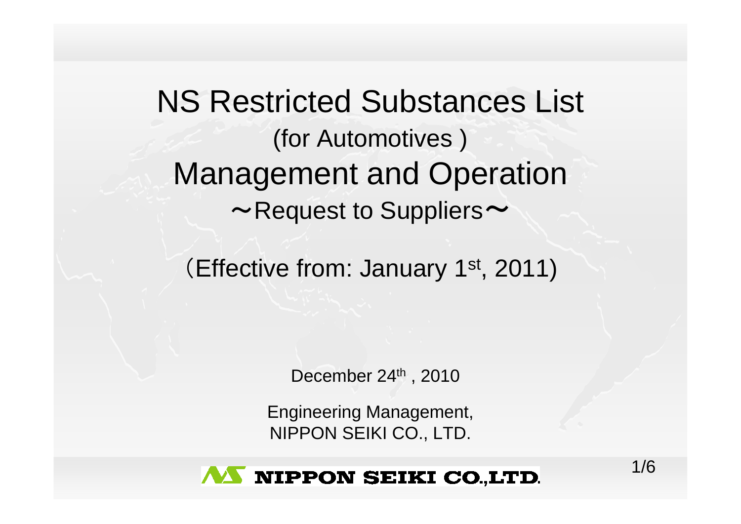# NS Restricted Substances List

(for Automotives )

# Management and Operation

～Request to Suppliers～

（Effective from: January 1st, 2011)

December 24th , 2010

Engineering Management,
NIPPON SEIKI CO., LTD.

NIPPON SEIKI CO.,LTD.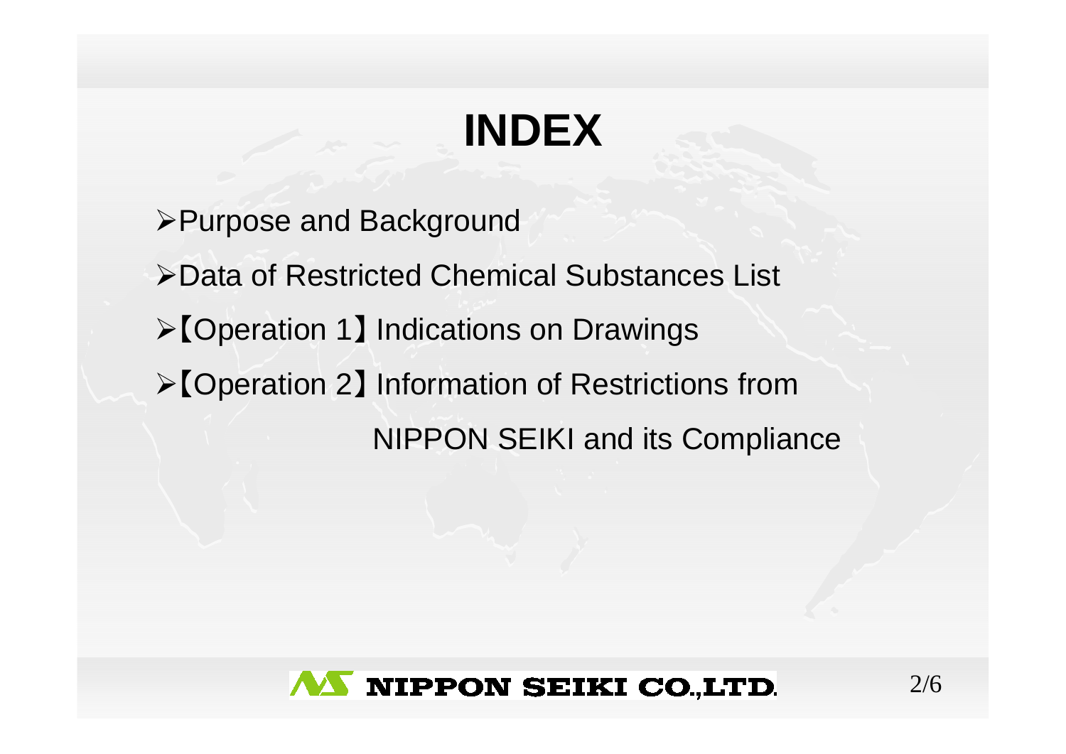# INDEX

- Purpose and Background
- Data of Restricted Chemical Substances List
- 【Operation 1】Indications on Drawings
- 【Operation 2】Information of Restrictions from NIPPON SEIKI and its Compliance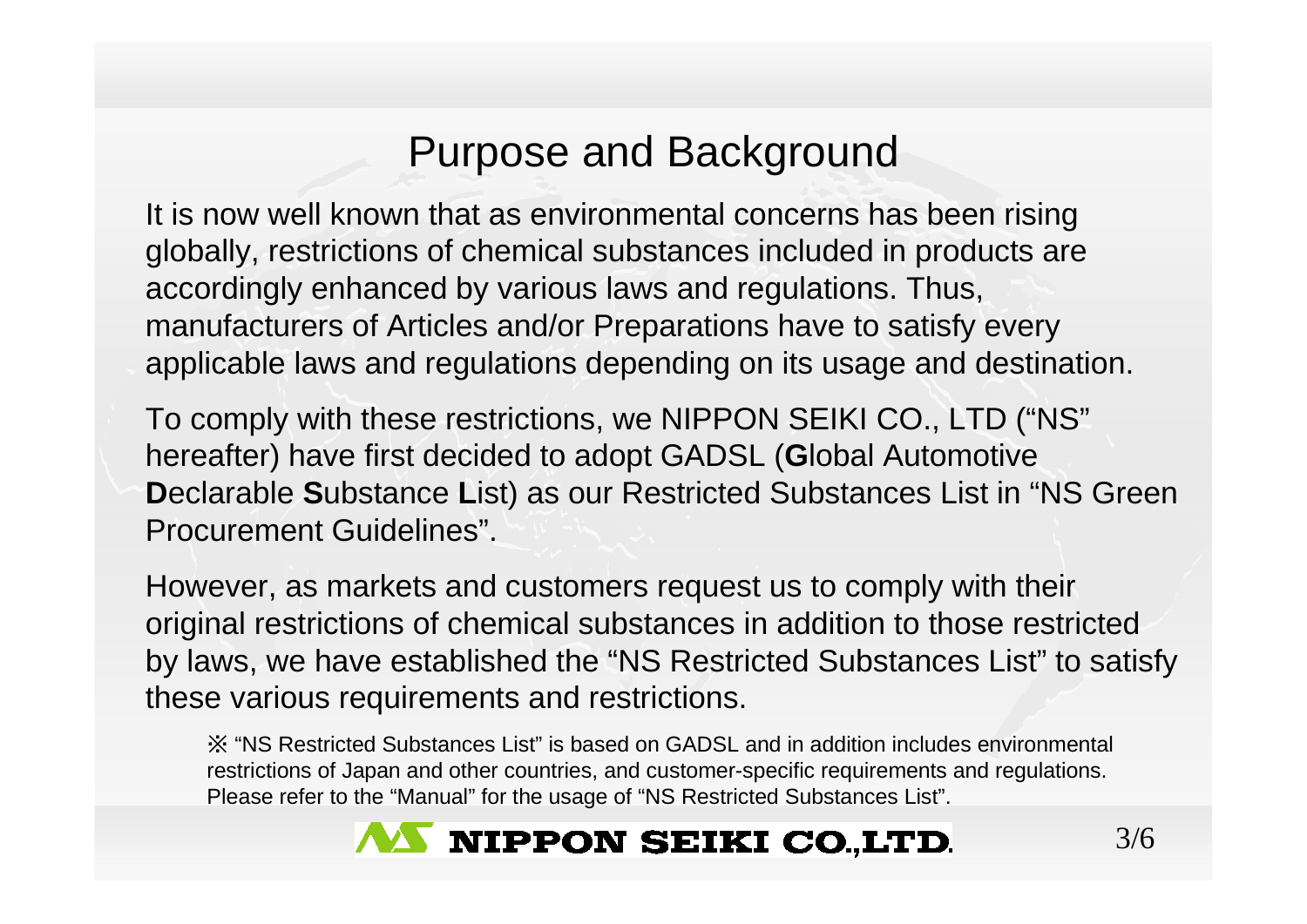# Purpose and Background

It is now well known that as environmental concerns has been rising globally, restrictions of chemical substances included in products are accordingly enhanced by various laws and regulations. Thus, manufacturers of Articles and/or Preparations have to satisfy every applicable laws and regulations depending on its usage and destination.

To comply with these restrictions, we NIPPON SEIKI CO., LTD ("NS" hereafter) have first decided to adopt GADSL (**G**lobal Automotive **D**eclarable **S**ubstance **L**ist) as our Restricted Substances List in "NS Green Procurement Guidelines".

However, as markets and customers request us to comply with their original restrictions of chemical substances in addition to those restricted by laws, we have established the "NS Restricted Substances List" to satisfy these various requirements and restrictions.

> ※ "NS Restricted Substances List" is based on GADSL and in addition includes environmental restrictions of Japan and other countries, and customer-specific requirements and regulations. Please refer to the "Manual" for the usage of "NS Restricted Substances List".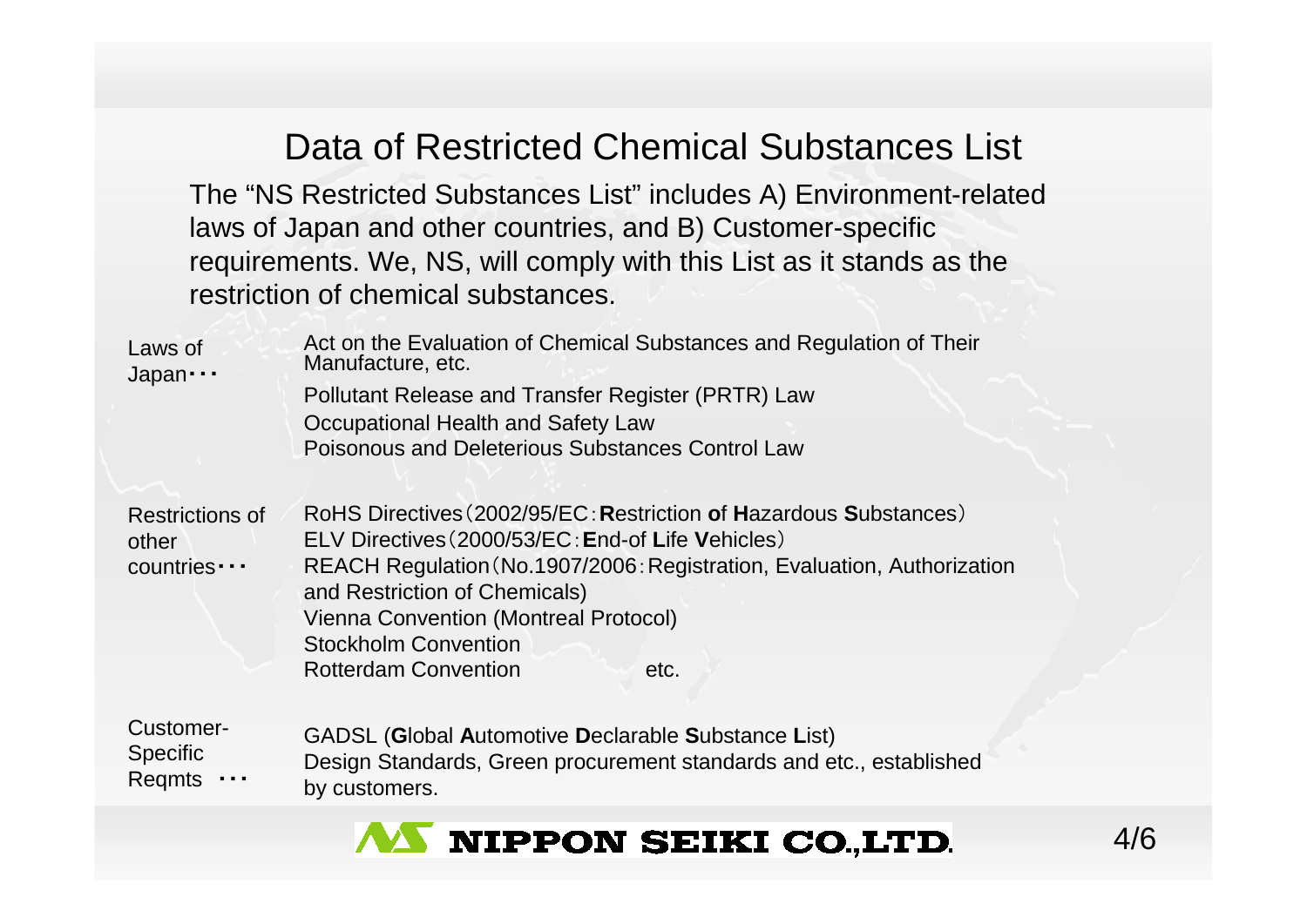# Data of Restricted Chemical Substances List

The "NS Restricted Substances List" includes A) Environment-related laws of Japan and other countries, and B) Customer-specific requirements. We, NS, will comply with this List as it stands as the restriction of chemical substances.

| | |
|---|---|
| Laws of Japan･･･ | Act on the Evaluation of Chemical Substances and Regulation of Their Manufacture, etc.<br>Pollutant Release and Transfer Register (PRTR) Law<br>Occupational Health and Safety Law<br>Poisonous and Deleterious Substances Control Law |
| Restrictions of other countries･･･ | RoHS Directives（2002/95/EC：**R**estriction **o**f **H**azardous **S**ubstances）<br>ELV Directives（2000/53/EC：**E**nd-of **L**ife **V**ehicles）<br>REACH Regulation（No.1907/2006：Registration, Evaluation, Authorization and Restriction of Chemicals)<br>Vienna Convention (Montreal Protocol)<br>Stockholm Convention<br>Rotterdam Convention etc. |
| Customer-Specific Reqmts ･･･ | GADSL (**G**lobal **A**utomotive **D**eclarable **S**ubstance **L**ist)<br>Design Standards, Green procurement standards and etc., established by customers. |

NIPPON SEIKI CO.,LTD.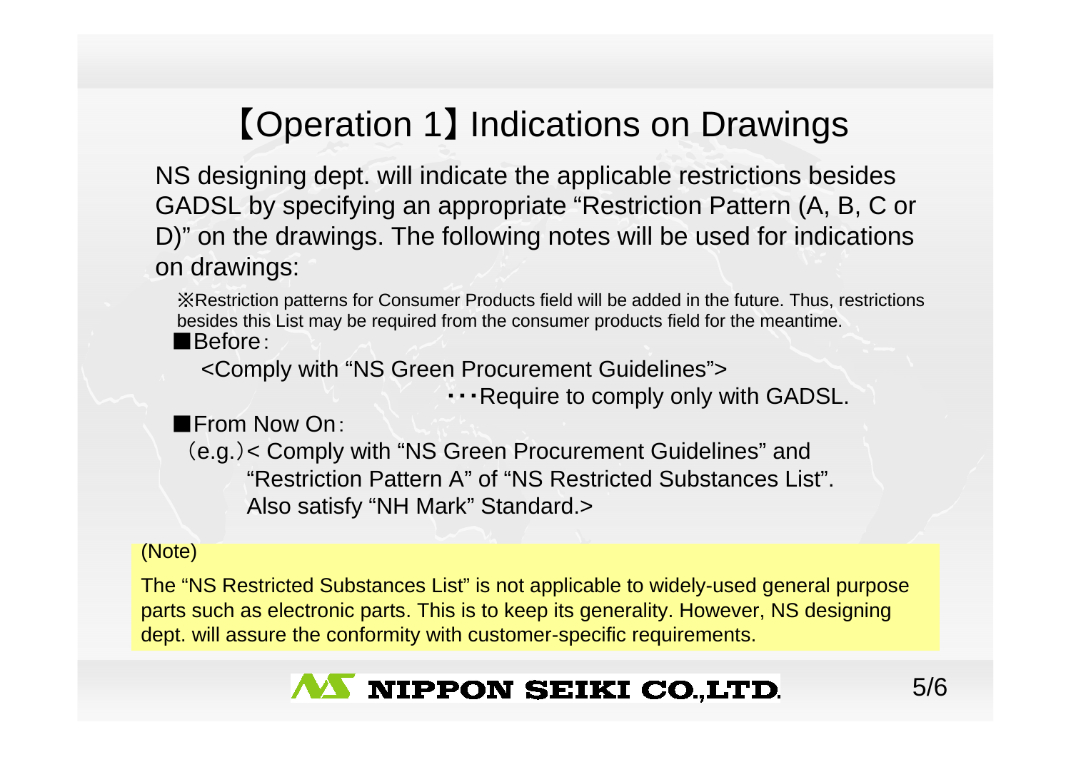# 【Operation 1】Indications on Drawings

NS designing dept. will indicate the applicable restrictions besides GADSL by specifying an appropriate "Restriction Pattern (A, B, C or D)" on the drawings. The following notes will be used for indications on drawings:

※Restriction patterns for Consumer Products field will be added in the future. Thus, restrictions besides this List may be required from the consumer products field for the meantime.

■Before：

<Comply with "NS Green Procurement Guidelines">

・・・Require to comply only with GADSL.

■From Now On：

（e.g.）< Comply with "NS Green Procurement Guidelines" and "Restriction Pattern A" of "NS Restricted Substances List". Also satisfy "NH Mark" Standard.>

(Note)

The "NS Restricted Substances List" is not applicable to widely-used general purpose parts such as electronic parts. This is to keep its generality. However, NS designing dept. will assure the conformity with customer-specific requirements.

NIPPON SEIKI CO.,LTD.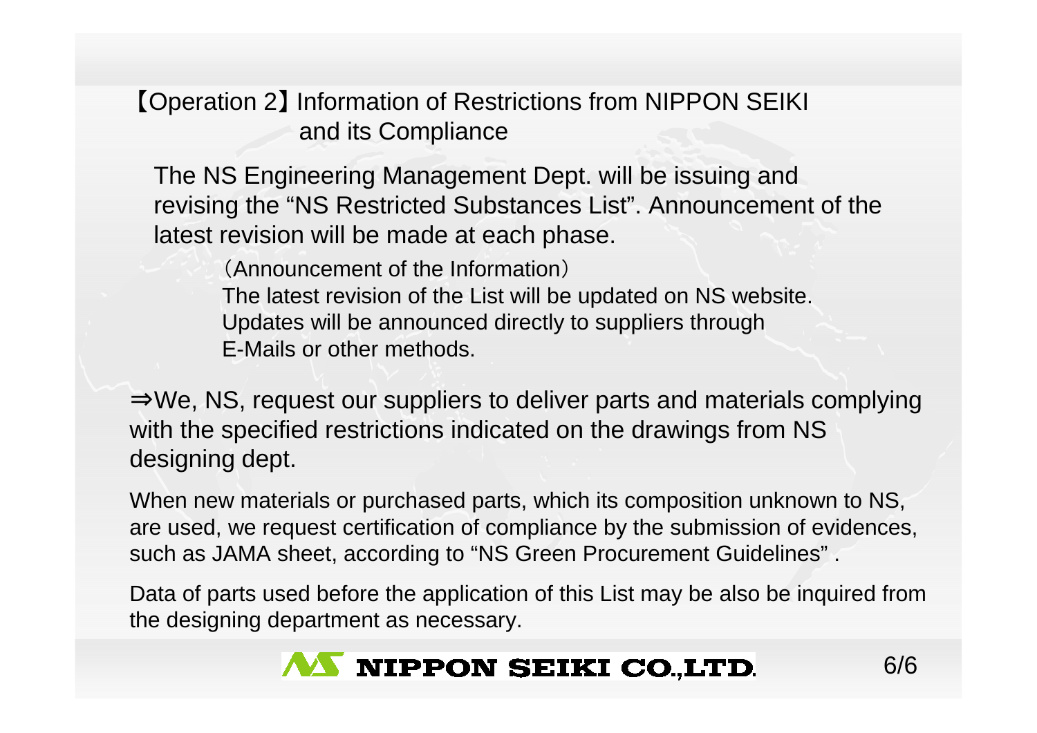## 【Operation 2】Information of Restrictions from NIPPON SEIKI and its Compliance

The NS Engineering Management Dept. will be issuing and revising the "NS Restricted Substances List". Announcement of the latest revision will be made at each phase.

（Announcement of the Information）
The latest revision of the List will be updated on NS website.
Updates will be announced directly to suppliers through E-Mails or other methods.

⇒We, NS, request our suppliers to deliver parts and materials complying with the specified restrictions indicated on the drawings from NS designing dept.

When new materials or purchased parts, which its composition unknown to NS, are used, we request certification of compliance by the submission of evidences, such as JAMA sheet, according to "NS Green Procurement Guidelines" .

Data of parts used before the application of this List may be also be inquired from the designing department as necessary.

NIPPON SEIKI CO.,LTD.